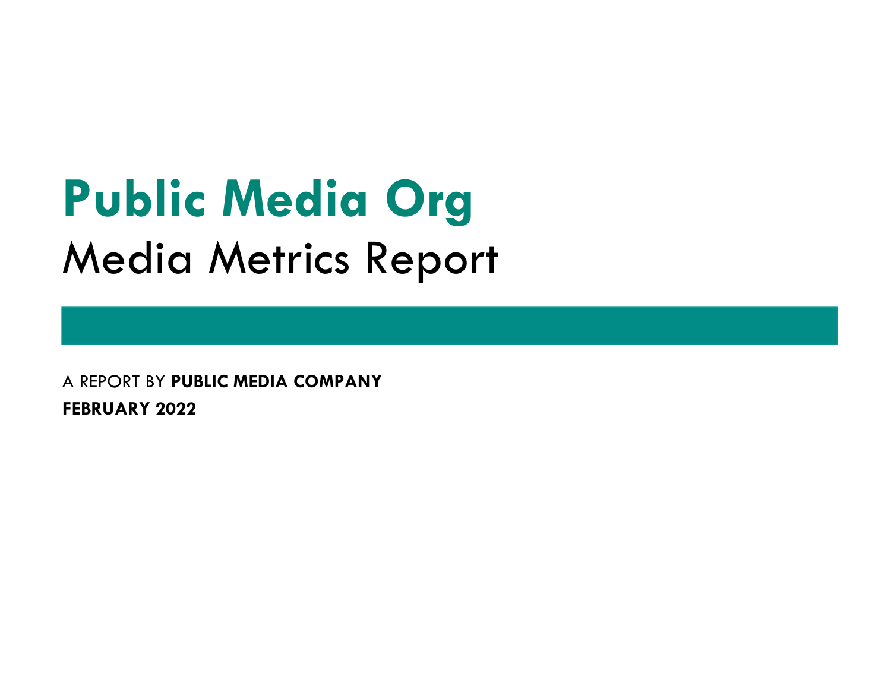# Public Media Org

## Media Metrics Report

A REPORT BY **PUBLIC MEDIA COMPANY**

**FEBRUARY 2022**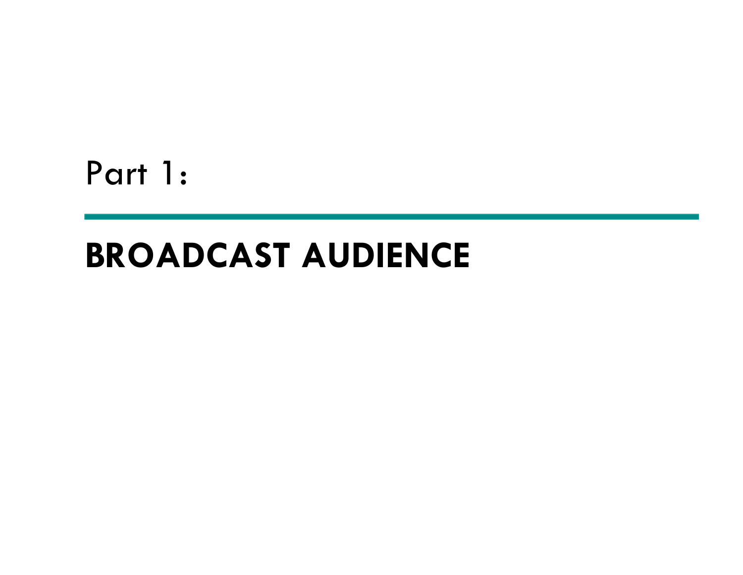Part 1:

# BROADCAST AUDIENCE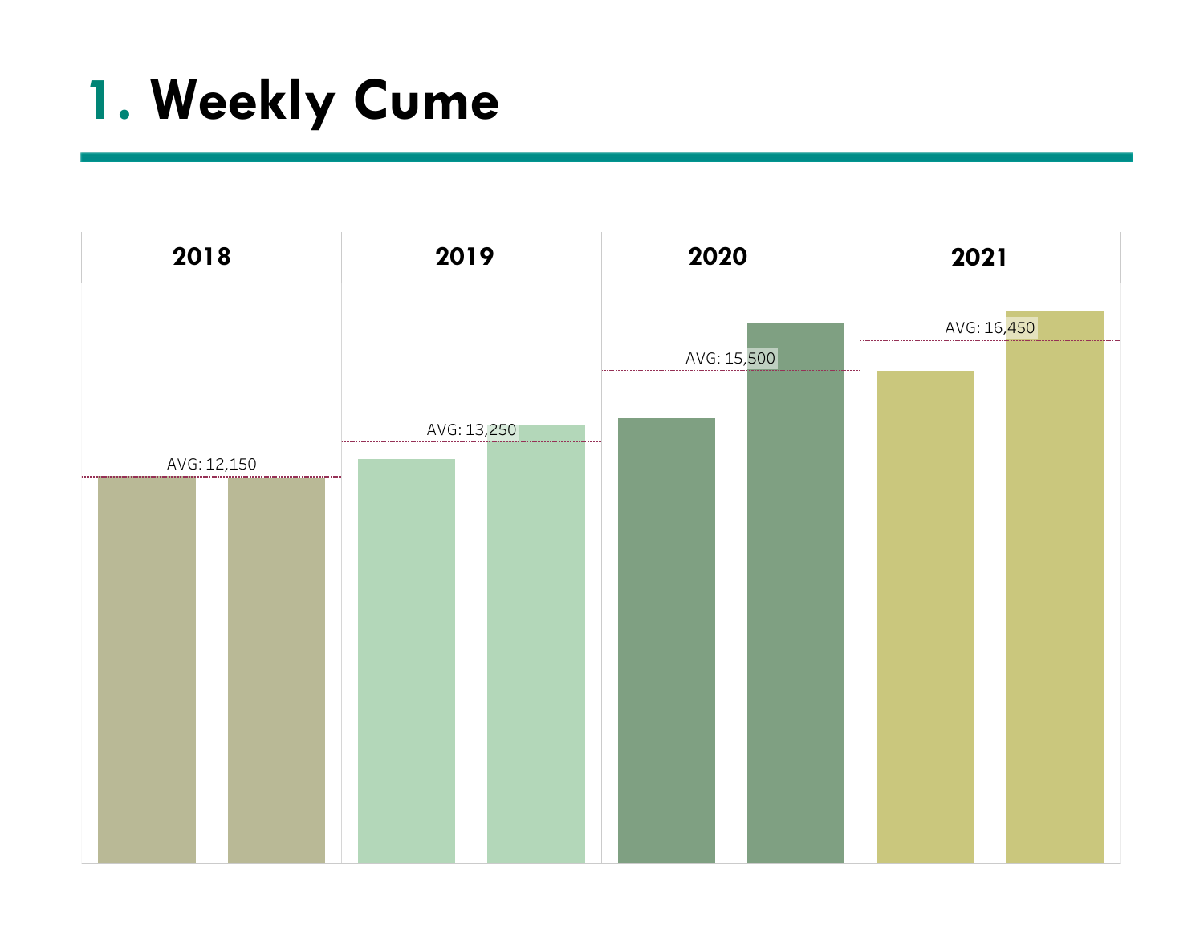# 1. Weekly Cume

| 2018 | 2019 | 2020 | 2021 |
| --- | --- | --- | --- |
| AVG: 12,150 | AVG: 13,250 | AVG: 15,500 | AVG: 16,450 |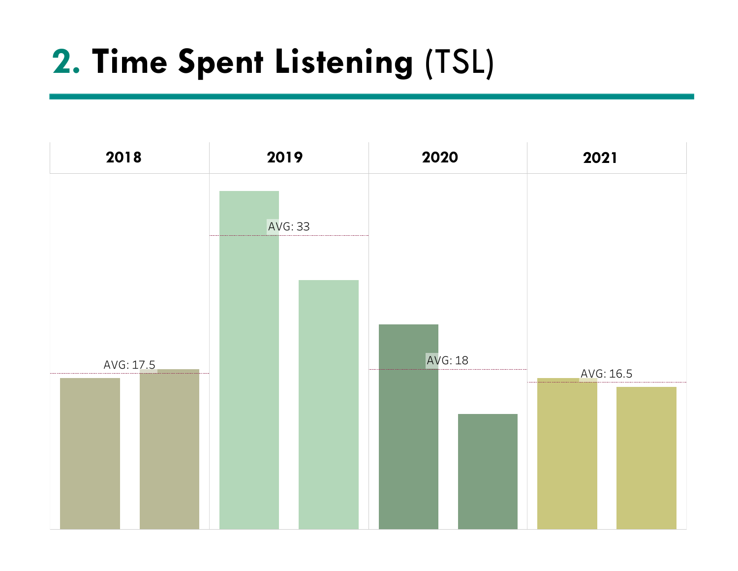# 2. Time Spent Listening (TSL)

| 2018 | 2019 | 2020 | 2021 |
|---|---|---|---|
| AVG: 17.5 | AVG: 33 | AVG: 18 | AVG: 16.5 |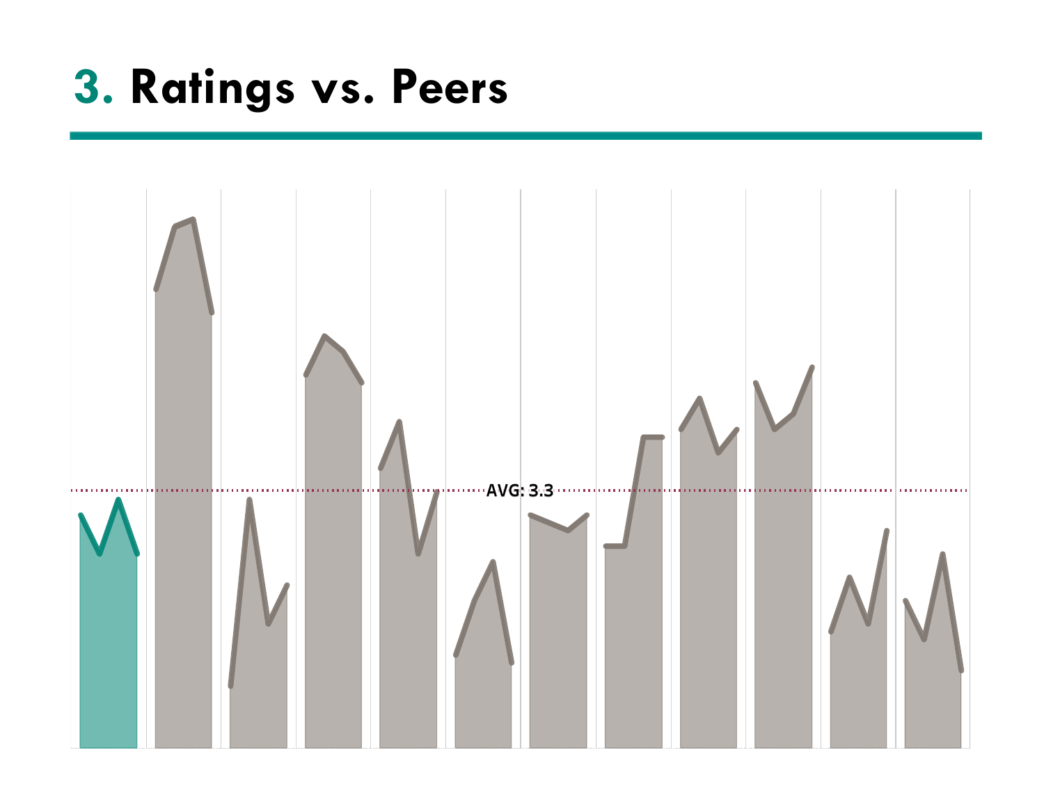# 3. Ratings vs. Peers

AVG: 3.3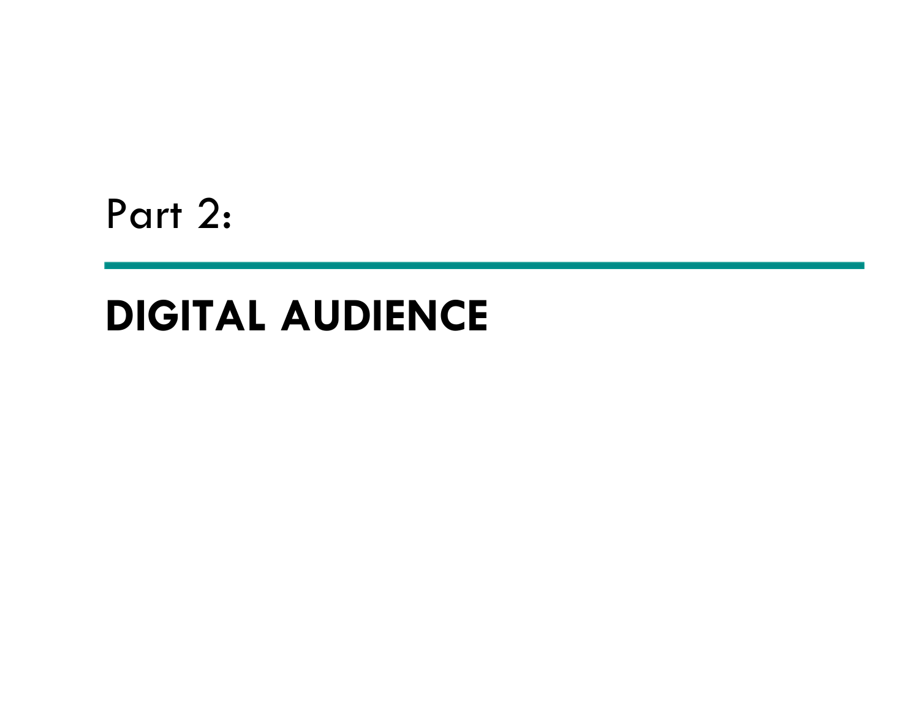Part 2:

# DIGITAL AUDIENCE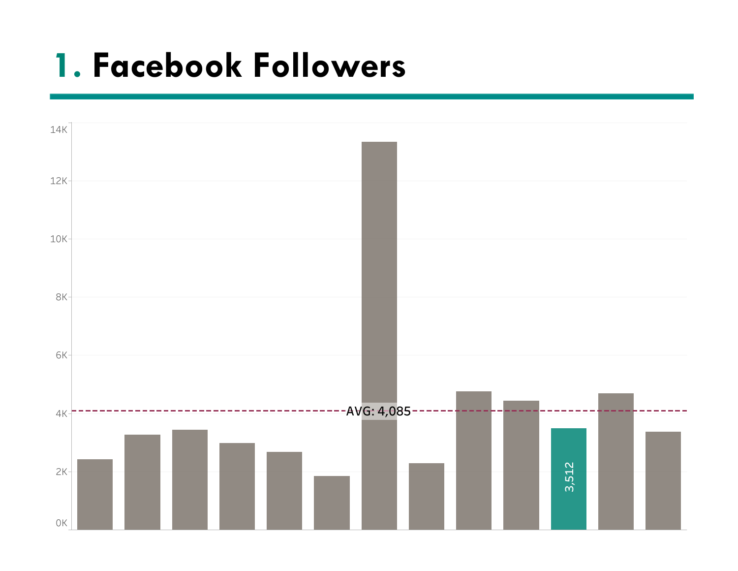# 1. Facebook Followers

14K
12K
10K
8K
6K
4K
2K
0K

AVG: 4,085

3,512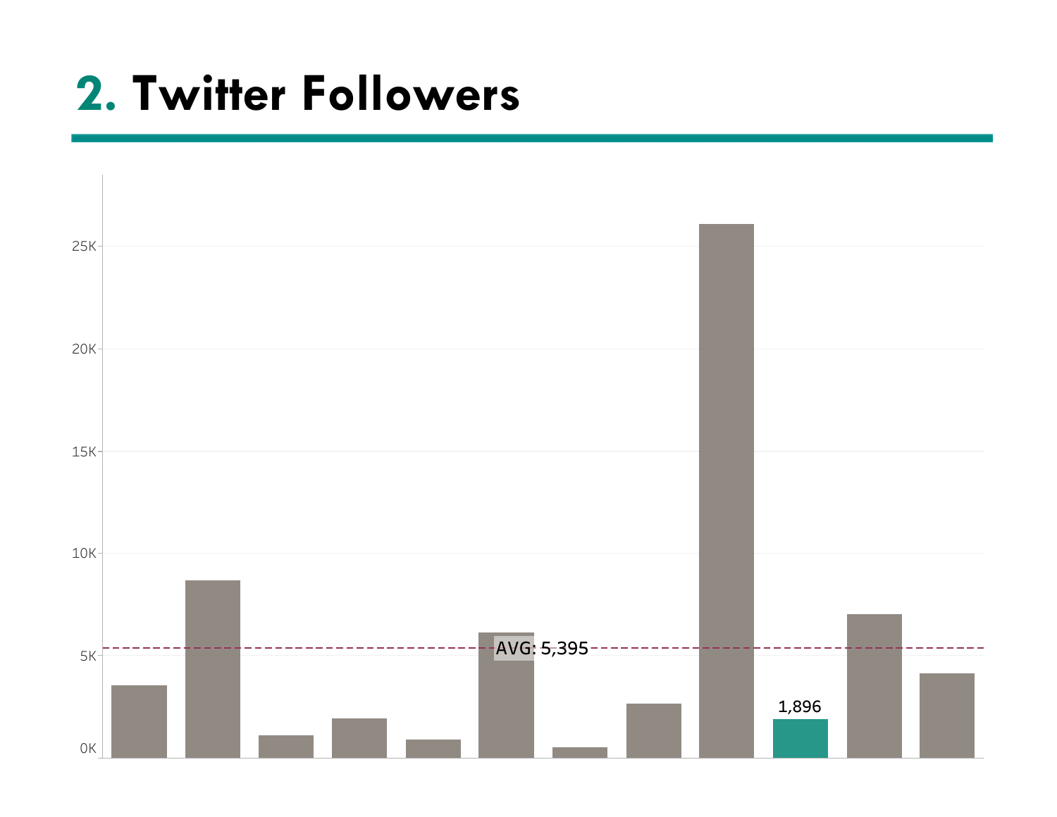# 2. Twitter Followers

25K

20K

15K

10K

5K

0K

AVG: 5,395

1,896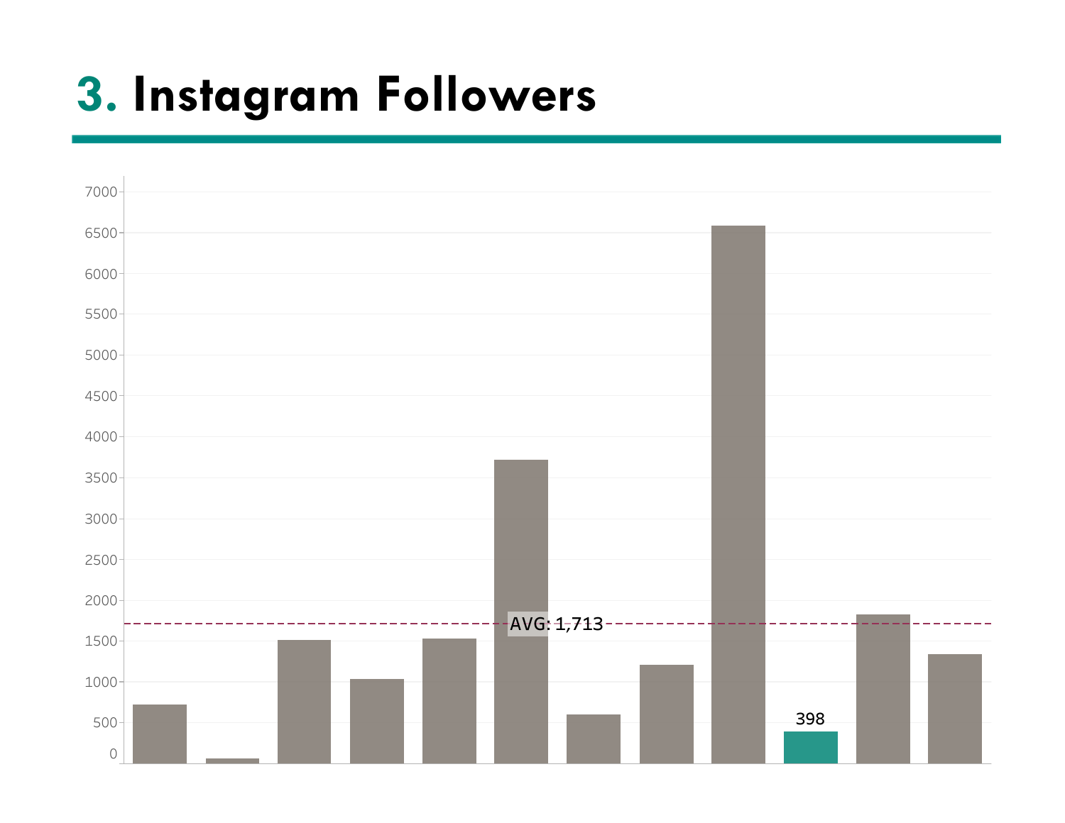# 3. Instagram Followers

AVG: 1,713

398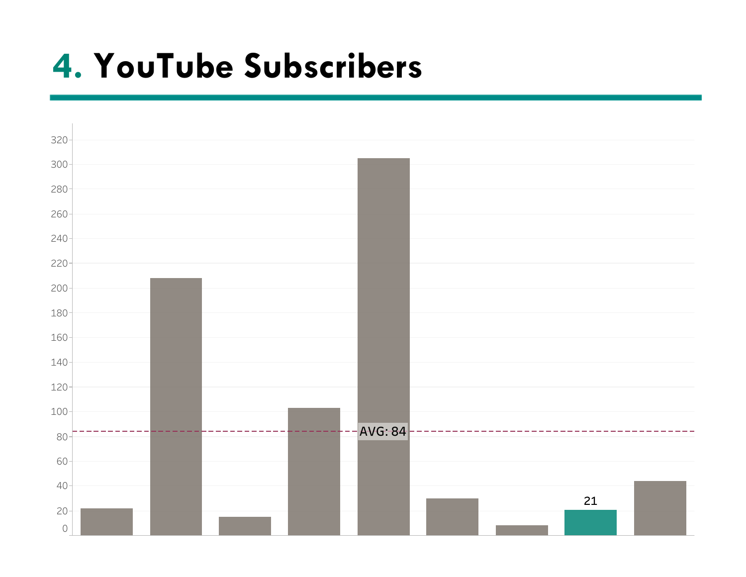# 4. YouTube Subscribers

320
300
280
260
240
220
200
180
160
140
120
100
80
60
40
20
0

AVG: 84

21